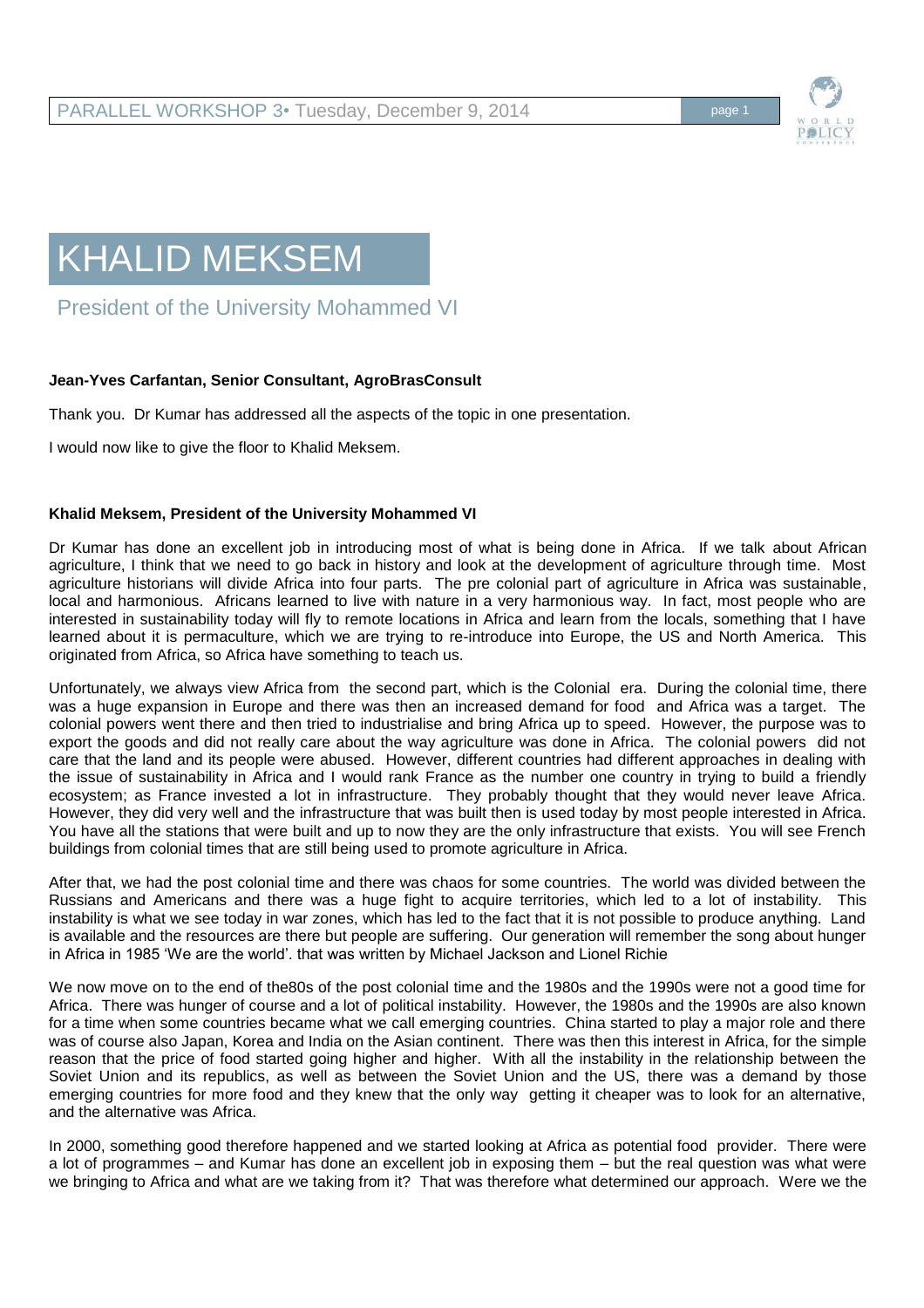# KHALID MEKSEM

## President of the University Mohammed VI

**Jean-Yves Carfantan, Senior Consultant, AgroBrasConsult**

Thank you. Dr Kumar has addressed all the aspects of the topic in one presentation.

I would now like to give the floor to Khalid Meksem.

**Khalid Meksem, President of the University Mohammed VI**

Dr Kumar has done an excellent job in introducing most of what is being done in Africa. If we talk about African agriculture, I think that we need to go back in history and look at the development of agriculture through time. Most agriculture historians will divide Africa into four parts. The pre colonial part of agriculture in Africa was sustainable, local and harmonious. Africans learned to live with nature in a very harmonious way. In fact, most people who are interested in sustainability today will fly to remote locations in Africa and learn from the locals, something that I have learned about it is permaculture, which we are trying to re-introduce into Europe, the US and North America. This originated from Africa, so Africa have something to teach us.

Unfortunately, we always view Africa from the second part, which is the Colonial era. During the colonial time, there was a huge expansion in Europe and there was then an increased demand for food and Africa was a target. The colonial powers went there and then tried to industrialise and bring Africa up to speed. However, the purpose was to export the goods and did not really care about the way agriculture was done in Africa. The colonial powers did not care that the land and its people were abused. However, different countries had different approaches in dealing with the issue of sustainability in Africa and I would rank France as the number one country in trying to build a friendly ecosystem; as France invested a lot in infrastructure. They probably thought that they would never leave Africa. However, they did very well and the infrastructure that was built then is used today by most people interested in Africa. You have all the stations that were built and up to now they are the only infrastructure that exists. You will see French buildings from colonial times that are still being used to promote agriculture in Africa.

After that, we had the post colonial time and there was chaos for some countries. The world was divided between the Russians and Americans and there was a huge fight to acquire territories, which led to a lot of instability. This instability is what we see today in war zones, which has led to the fact that it is not possible to produce anything. Land is available and the resources are there but people are suffering. Our generation will remember the song about hunger in Africa in 1985 'We are the world'. that was written by Michael Jackson and Lionel Richie

We now move on to the end of the80s of the post colonial time and the 1980s and the 1990s were not a good time for Africa. There was hunger of course and a lot of political instability. However, the 1980s and the 1990s are also known for a time when some countries became what we call emerging countries. China started to play a major role and there was of course also Japan, Korea and India on the Asian continent. There was then this interest in Africa, for the simple reason that the price of food started going higher and higher. With all the instability in the relationship between the Soviet Union and its republics, as well as between the Soviet Union and the US, there was a demand by those emerging countries for more food and they knew that the only way getting it cheaper was to look for an alternative, and the alternative was Africa.

In 2000, something good therefore happened and we started looking at Africa as potential food provider. There were a lot of programmes – and Kumar has done an excellent job in exposing them – but the real question was what were we bringing to Africa and what are we taking from it? That was therefore what determined our approach. Were we the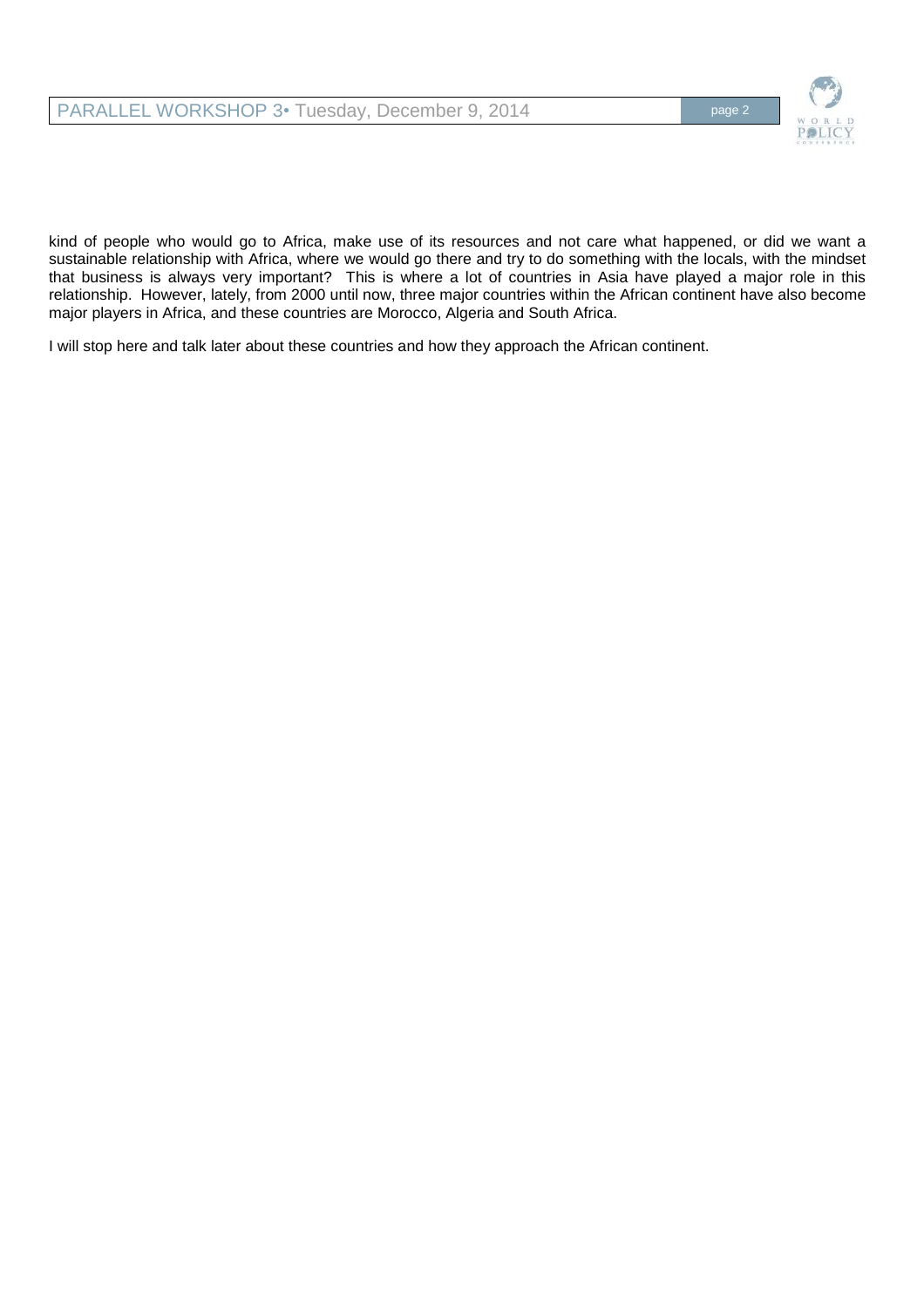kind of people who would go to Africa, make use of its resources and not care what happened, or did we want a sustainable relationship with Africa, where we would go there and try to do something with the locals, with the mindset that business is always very important? This is where a lot of countries in Asia have played a major role in this relationship. However, lately, from 2000 until now, three major countries within the African continent have also become major players in Africa, and these countries are Morocco, Algeria and South Africa.

I will stop here and talk later about these countries and how they approach the African continent.